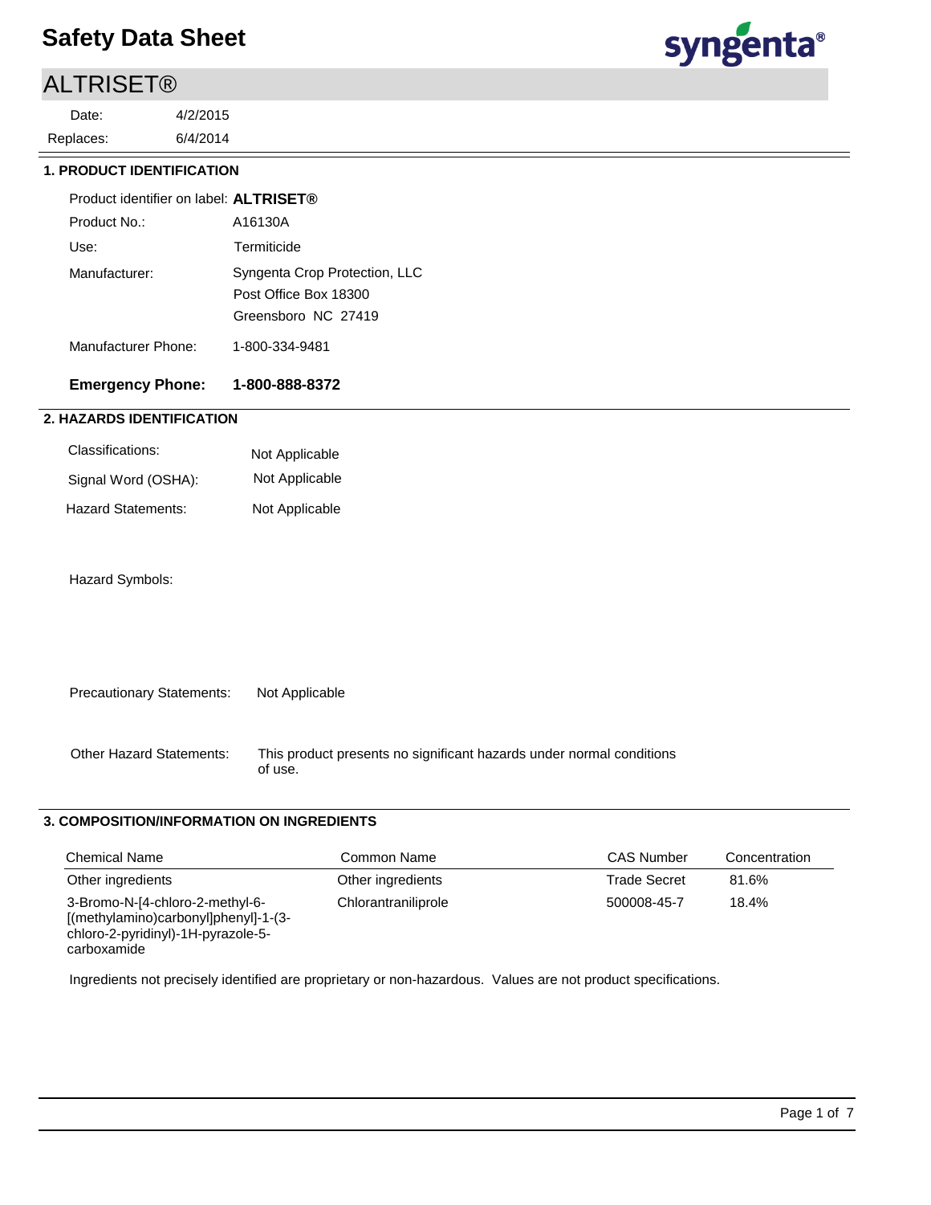# Safety Data Sheet

## ALTRISET®

Date: 4/2/2015

Replaces: 6/4/2014

### 1. PRODUCT IDENTIFICATION

Product identifier on label: **ALTRISET®**

Product No.: A16130A

Use: Termiticide

Manufacturer: Syngenta Crop Protection, LLC
Post Office Box 18300
Greensboro NC 27419

Manufacturer Phone: 1-800-334-9481

**Emergency Phone: 1-800-888-8372**

### 2. HAZARDS IDENTIFICATION

Classifications: Not Applicable

Signal Word (OSHA): Not Applicable

Hazard Statements: Not Applicable

Hazard Symbols:

Precautionary Statements: Not Applicable

Other Hazard Statements: This product presents no significant hazards under normal conditions of use.

### 3. COMPOSITION/INFORMATION ON INGREDIENTS

| Chemical Name | Common Name | CAS Number | Concentration |
|---|---|---|---|
| Other ingredients | Other ingredients | Trade Secret | 81.6% |
| 3-Bromo-N-[4-chloro-2-methyl-6-[(methylamino)carbonyl]phenyl]-1-(3-chloro-2-pyridinyl)-1H-pyrazole-5-carboxamide | Chlorantraniliprole | 500008-45-7 | 18.4% |

Ingredients not precisely identified are proprietary or non-hazardous. Values are not product specifications.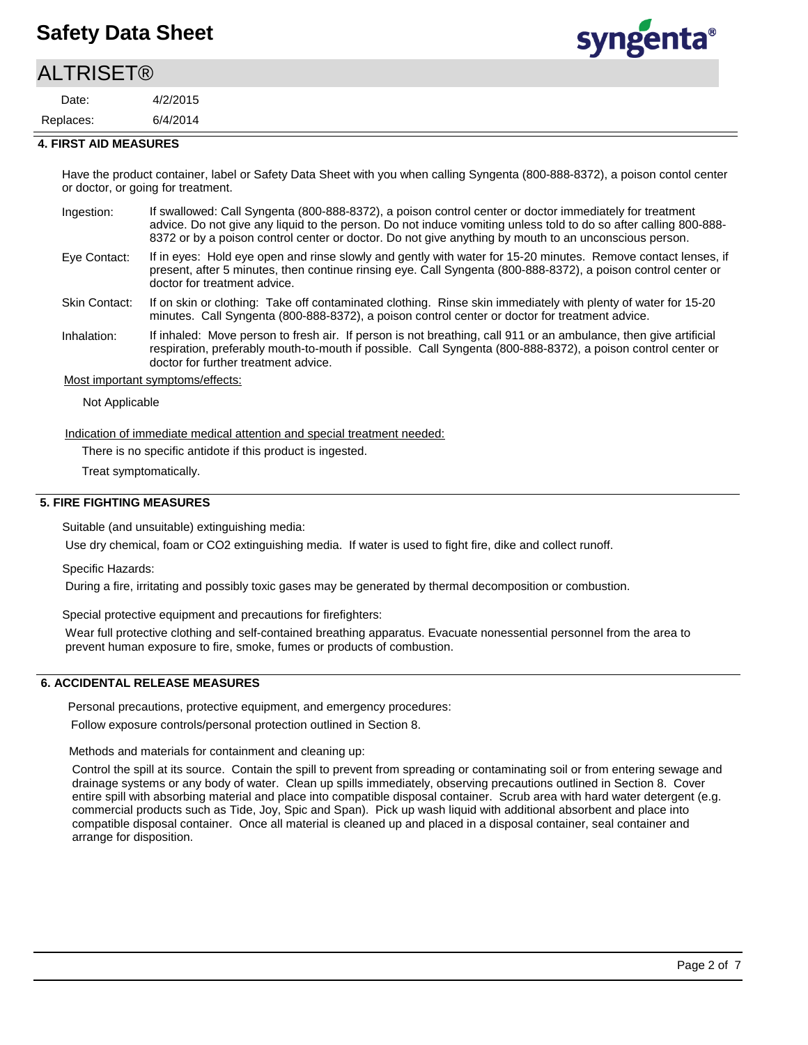## 4. FIRST AID MEASURES

Have the product container, label or Safety Data Sheet with you when calling Syngenta (800-888-8372), a poison contol center or doctor, or going for treatment.

**Ingestion:** If swallowed: Call Syngenta (800-888-8372), a poison control center or doctor immediately for treatment advice. Do not give any liquid to the person. Do not induce vomiting unless told to do so after calling 800-888-8372 or by a poison control center or doctor. Do not give anything by mouth to an unconscious person.

**Eye Contact:** If in eyes: Hold eye open and rinse slowly and gently with water for 15-20 minutes. Remove contact lenses, if present, after 5 minutes, then continue rinsing eye. Call Syngenta (800-888-8372), a poison control center or doctor for treatment advice.

**Skin Contact:** If on skin or clothing: Take off contaminated clothing. Rinse skin immediately with plenty of water for 15-20 minutes. Call Syngenta (800-888-8372), a poison control center or doctor for treatment advice.

**Inhalation:** If inhaled: Move person to fresh air. If person is not breathing, call 911 or an ambulance, then give artificial respiration, preferably mouth-to-mouth if possible. Call Syngenta (800-888-8372), a poison control center or doctor for further treatment advice.

Most important symptoms/effects:

Not Applicable

Indication of immediate medical attention and special treatment needed:

There is no specific antidote if this product is ingested.

Treat symptomatically.

## 5. FIRE FIGHTING MEASURES

Suitable (and unsuitable) extinguishing media:

Use dry chemical, foam or CO2 extinguishing media. If water is used to fight fire, dike and collect runoff.

Specific Hazards:

During a fire, irritating and possibly toxic gases may be generated by thermal decomposition or combustion.

Special protective equipment and precautions for firefighters:

Wear full protective clothing and self-contained breathing apparatus. Evacuate nonessential personnel from the area to prevent human exposure to fire, smoke, fumes or products of combustion.

## 6. ACCIDENTAL RELEASE MEASURES

Personal precautions, protective equipment, and emergency procedures:

Follow exposure controls/personal protection outlined in Section 8.

Methods and materials for containment and cleaning up:

Control the spill at its source. Contain the spill to prevent from spreading or contaminating soil or from entering sewage and drainage systems or any body of water. Clean up spills immediately, observing precautions outlined in Section 8. Cover entire spill with absorbing material and place into compatible disposal container. Scrub area with hard water detergent (e.g. commercial products such as Tide, Joy, Spic and Span). Pick up wash liquid with additional absorbent and place into compatible disposal container. Once all material is cleaned up and placed in a disposal container, seal container and arrange for disposition.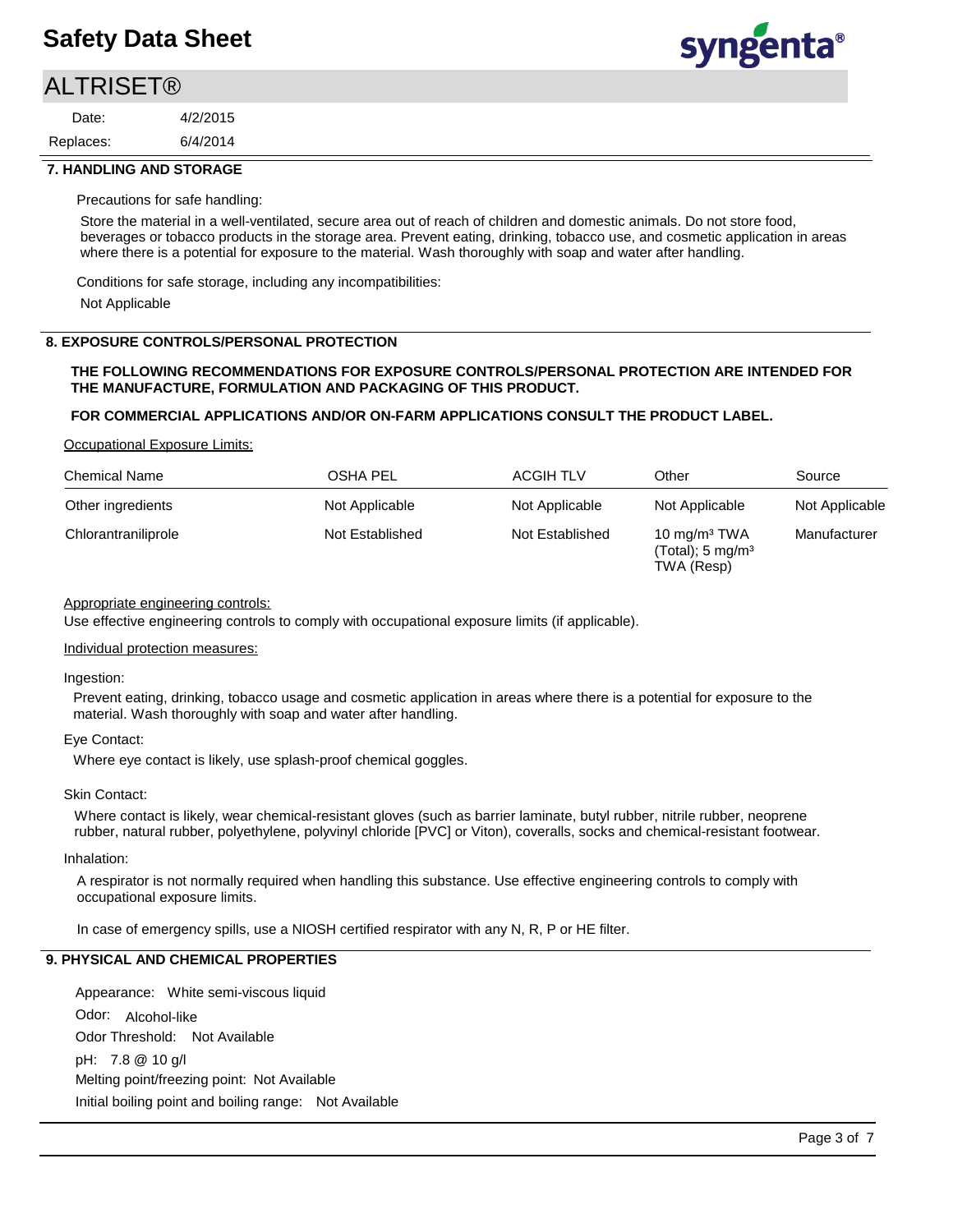## 7. HANDLING AND STORAGE

Precautions for safe handling:

Store the material in a well-ventilated, secure area out of reach of children and domestic animals. Do not store food, beverages or tobacco products in the storage area. Prevent eating, drinking, tobacco use, and cosmetic application in areas where there is a potential for exposure to the material. Wash thoroughly with soap and water after handling.

Conditions for safe storage, including any incompatibilities:

Not Applicable

## 8. EXPOSURE CONTROLS/PERSONAL PROTECTION

**THE FOLLOWING RECOMMENDATIONS FOR EXPOSURE CONTROLS/PERSONAL PROTECTION ARE INTENDED FOR THE MANUFACTURE, FORMULATION AND PACKAGING OF THIS PRODUCT.**

**FOR COMMERCIAL APPLICATIONS AND/OR ON-FARM APPLICATIONS CONSULT THE PRODUCT LABEL.**

Occupational Exposure Limits:

| Chemical Name | OSHA PEL | ACGIH TLV | Other | Source |
|---|---|---|---|---|
| Other ingredients | Not Applicable | Not Applicable | Not Applicable | Not Applicable |
| Chlorantraniliprole | Not Established | Not Established | 10 mg/m³ TWA (Total); 5 mg/m³ TWA (Resp) | Manufacturer |

Appropriate engineering controls:

Use effective engineering controls to comply with occupational exposure limits (if applicable).

Individual protection measures:

Ingestion:

Prevent eating, drinking, tobacco usage and cosmetic application in areas where there is a potential for exposure to the material. Wash thoroughly with soap and water after handling.

Eye Contact:

Where eye contact is likely, use splash-proof chemical goggles.

Skin Contact:

Where contact is likely, wear chemical-resistant gloves (such as barrier laminate, butyl rubber, nitrile rubber, neoprene rubber, natural rubber, polyethylene, polyvinyl chloride [PVC] or Viton), coveralls, socks and chemical-resistant footwear.

Inhalation:

A respirator is not normally required when handling this substance. Use effective engineering controls to comply with occupational exposure limits.

In case of emergency spills, use a NIOSH certified respirator with any N, R, P or HE filter.

## 9. PHYSICAL AND CHEMICAL PROPERTIES

Appearance: White semi-viscous liquid

Odor: Alcohol-like

Odor Threshold: Not Available

pH: 7.8 @ 10 g/l

Melting point/freezing point: Not Available

Initial boiling point and boiling range: Not Available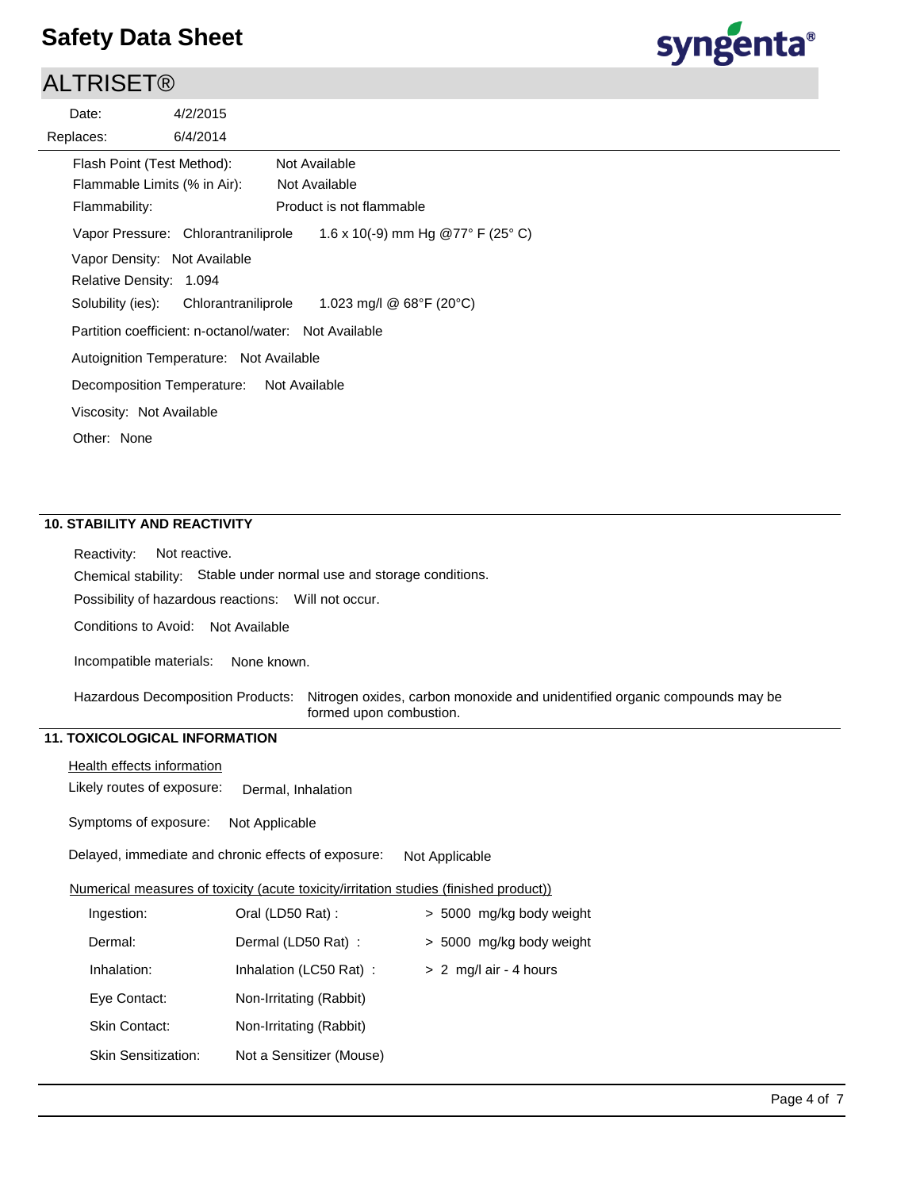Flash Point (Test Method): Not Available

Flammable Limits (% in Air): Not Available

Flammability: Product is not flammable

Vapor Pressure: Chlorantraniliprole 1.6 x 10(-9) mm Hg @77° F (25° C)

Vapor Density: Not Available

Relative Density: 1.094

Solubility (ies): Chlorantraniliprole 1.023 mg/l @ 68°F (20°C)

Partition coefficient: n-octanol/water: Not Available

Autoignition Temperature: Not Available

Decomposition Temperature: Not Available

Viscosity: Not Available

Other: None

## 10. STABILITY AND REACTIVITY

Reactivity: Not reactive.

Chemical stability: Stable under normal use and storage conditions.

Possibility of hazardous reactions: Will not occur.

Conditions to Avoid: Not Available

Incompatible materials: None known.

Hazardous Decomposition Products: Nitrogen oxides, carbon monoxide and unidentified organic compounds may be formed upon combustion.

## 11. TOXICOLOGICAL INFORMATION

Health effects information

Likely routes of exposure: Dermal, Inhalation

Symptoms of exposure: Not Applicable

Delayed, immediate and chronic effects of exposure: Not Applicable

Numerical measures of toxicity (acute toxicity/irritation studies (finished product))

| | | |
|---|---|---|
| Ingestion: | Oral (LD50 Rat) : | > 5000 mg/kg body weight |
| Dermal: | Dermal (LD50 Rat) : | > 5000 mg/kg body weight |
| Inhalation: | Inhalation (LC50 Rat) : | > 2 mg/l air - 4 hours |
| Eye Contact: | Non-Irritating (Rabbit) | |
| Skin Contact: | Non-Irritating (Rabbit) | |
| Skin Sensitization: | Not a Sensitizer (Mouse) | |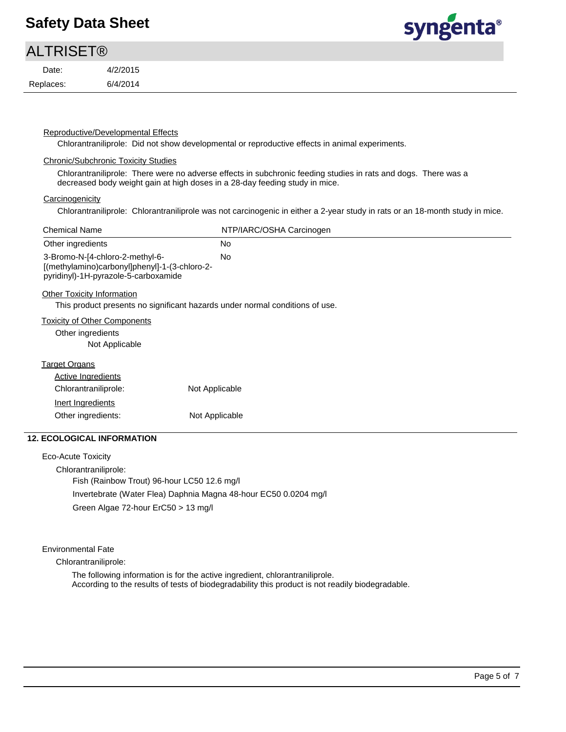#### Reproductive/Developmental Effects

Chlorantraniliprole: Did not show developmental or reproductive effects in animal experiments.

#### Chronic/Subchronic Toxicity Studies

Chlorantraniliprole: There were no adverse effects in subchronic feeding studies in rats and dogs. There was a decreased body weight gain at high doses in a 28-day feeding study in mice.

#### Carcinogenicity

Chlorantraniliprole: Chlorantraniliprole was not carcinogenic in either a 2-year study in rats or an 18-month study in mice.

| Chemical Name | NTP/IARC/OSHA Carcinogen |
| --- | --- |
| Other ingredients | No |
| 3-Bromo-N-[4-chloro-2-methyl-6-[(methylamino)carbonyl]phenyl]-1-(3-chloro-2-pyridinyl)-1H-pyrazole-5-carboxamide | No |

#### Other Toxicity Information

This product presents no significant hazards under normal conditions of use.

#### Toxicity of Other Components

Other ingredients

Not Applicable

#### Target Organs

Active Ingredients

Chlorantraniliprole: Not Applicable

Inert Ingredients

Other ingredients: Not Applicable

## 12. ECOLOGICAL INFORMATION

Eco-Acute Toxicity

Chlorantraniliprole:

Fish (Rainbow Trout) 96-hour LC50 12.6 mg/l

Invertebrate (Water Flea) Daphnia Magna 48-hour EC50 0.0204 mg/l

Green Algae 72-hour ErC50 > 13 mg/l

Environmental Fate

Chlorantraniliprole:

The following information is for the active ingredient, chlorantraniliprole.
According to the results of tests of biodegradability this product is not readily biodegradable.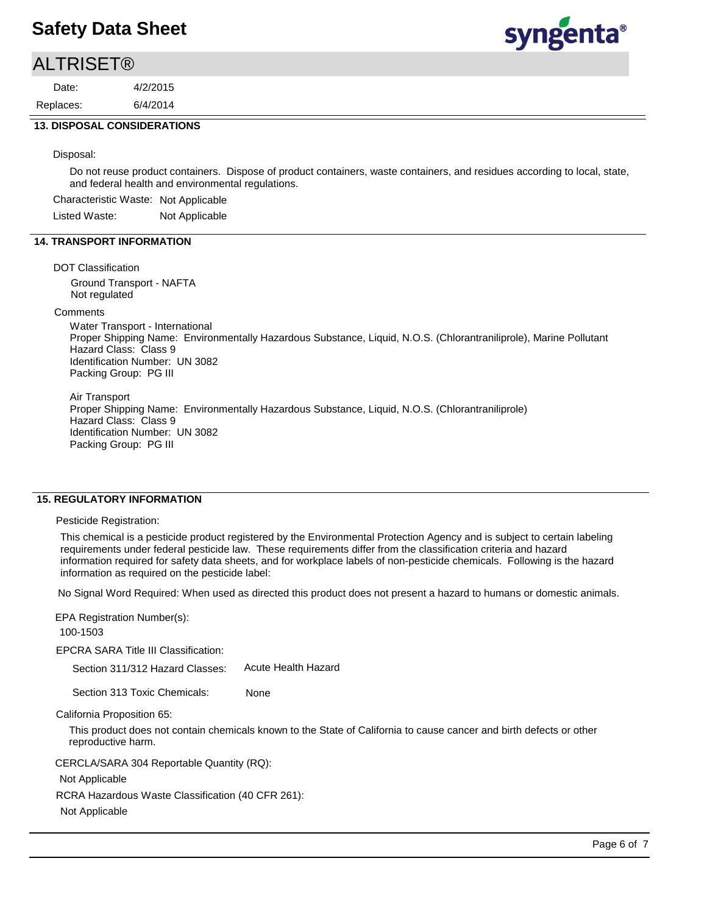## 13. DISPOSAL CONSIDERATIONS

Disposal:

Do not reuse product containers. Dispose of product containers, waste containers, and residues according to local, state, and federal health and environmental regulations.

Characteristic Waste: Not Applicable

Listed Waste: Not Applicable

## 14. TRANSPORT INFORMATION

DOT Classification

Ground Transport - NAFTA
Not regulated

Comments

Water Transport - International
Proper Shipping Name: Environmentally Hazardous Substance, Liquid, N.O.S. (Chlorantraniliprole), Marine Pollutant
Hazard Class: Class 9
Identification Number: UN 3082
Packing Group: PG III

Air Transport
Proper Shipping Name: Environmentally Hazardous Substance, Liquid, N.O.S. (Chlorantraniliprole)
Hazard Class: Class 9
Identification Number: UN 3082
Packing Group: PG III

## 15. REGULATORY INFORMATION

Pesticide Registration:

This chemical is a pesticide product registered by the Environmental Protection Agency and is subject to certain labeling requirements under federal pesticide law. These requirements differ from the classification criteria and hazard information required for safety data sheets, and for workplace labels of non-pesticide chemicals. Following is the hazard information as required on the pesticide label:

No Signal Word Required: When used as directed this product does not present a hazard to humans or domestic animals.

EPA Registration Number(s):

100-1503

EPCRA SARA Title III Classification:

Section 311/312 Hazard Classes: Acute Health Hazard

Section 313 Toxic Chemicals: None

California Proposition 65:

This product does not contain chemicals known to the State of California to cause cancer and birth defects or other reproductive harm.

CERCLA/SARA 304 Reportable Quantity (RQ):

Not Applicable

RCRA Hazardous Waste Classification (40 CFR 261):

Not Applicable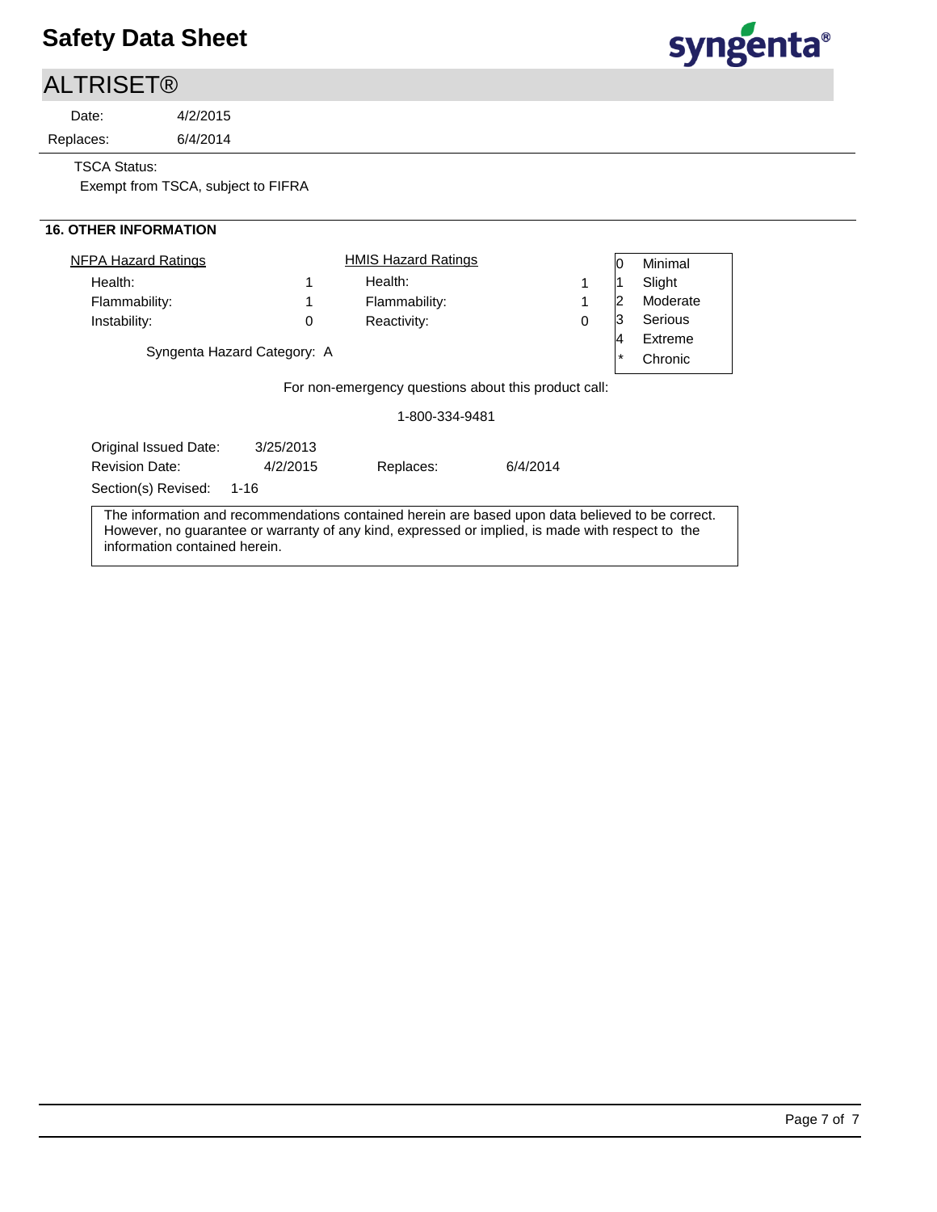TSCA Status:

Exempt from TSCA, subject to FIFRA

## 16. OTHER INFORMATION

| NFPA Hazard Ratings | | HMIS Hazard Ratings | | | |
|---|---|---|---|---|---|
| Health: | 1 | Health: | 1 | 0 | Minimal |
| Flammability: | 1 | Flammability: | 1 | 1 | Slight |
| Instability: | 0 | Reactivity: | 0 | 2 | Moderate |
| | | | | 3 | Serious |
| | | | | 4 | Extreme |
| | | | | * | Chronic |

Syngenta Hazard Category: A

For non-emergency questions about this product call:

1-800-334-9481

Original Issued Date: 3/25/2013

Revision Date: 4/2/2015 Replaces: 6/4/2014

Section(s) Revised: 1-16

The information and recommendations contained herein are based upon data believed to be correct. However, no guarantee or warranty of any kind, expressed or implied, is made with respect to the information contained herein.